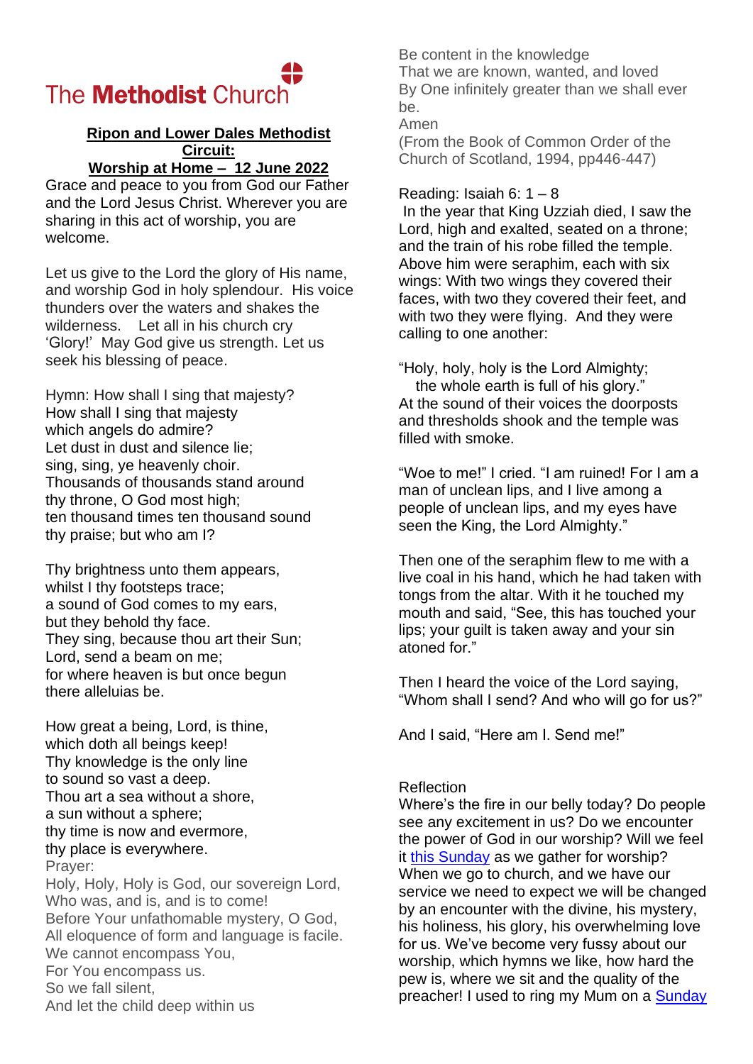The Methodist Church

**Ripon and Lower Dales Methodist Circuit:**

**Worship at Home – 12 June 2022**

Grace and peace to you from God our Father and the Lord Jesus Christ. Wherever you are sharing in this act of worship, you are welcome.

Let us give to the Lord the glory of His name, and worship God in holy splendour. His voice thunders over the waters and shakes the wilderness. Let all in his church cry 'Glory!' May God give us strength. Let us seek his blessing of peace.

Hymn: How shall I sing that majesty?

How shall I sing that majesty
which angels do admire?
Let dust in dust and silence lie;
sing, sing, ye heavenly choir.
Thousands of thousands stand around
thy throne, O God most high;
ten thousand times ten thousand sound
thy praise; but who am I?

Thy brightness unto them appears,
whilst I thy footsteps trace;
a sound of God comes to my ears,
but they behold thy face.
They sing, because thou art their Sun;
Lord, send a beam on me;
for where heaven is but once begun
there alleluias be.

How great a being, Lord, is thine,
which doth all beings keep!
Thy knowledge is the only line
to sound so vast a deep.
Thou art a sea without a shore,
a sun without a sphere;
thy time is now and evermore,
thy place is everywhere.

Prayer:

Holy, Holy, Holy is God, our sovereign Lord,
Who was, and is, and is to come!
Before Your unfathomable mystery, O God,
All eloquence of form and language is facile.
We cannot encompass You,
For You encompass us.
So we fall silent,
And let the child deep within us
Be content in the knowledge
That we are known, wanted, and loved
By One infinitely greater than we shall ever be.
Amen

(From the Book of Common Order of the Church of Scotland, 1994, pp446-447)

Reading: Isaiah 6: 1 – 8

In the year that King Uzziah died, I saw the Lord, high and exalted, seated on a throne; and the train of his robe filled the temple. Above him were seraphim, each with six wings: With two wings they covered their faces, with two they covered their feet, and with two they were flying. And they were calling to one another:

"Holy, holy, holy is the Lord Almighty;
the whole earth is full of his glory."

At the sound of their voices the doorposts and thresholds shook and the temple was filled with smoke.

"Woe to me!" I cried. "I am ruined! For I am a man of unclean lips, and I live among a people of unclean lips, and my eyes have seen the King, the Lord Almighty."

Then one of the seraphim flew to me with a live coal in his hand, which he had taken with tongs from the altar. With it he touched my mouth and said, "See, this has touched your lips; your guilt is taken away and your sin atoned for."

Then I heard the voice of the Lord saying, "Whom shall I send? And who will go for us?"

And I said, "Here am I. Send me!"

Reflection

Where's the fire in our belly today? Do people see any excitement in us? Do we encounter the power of God in our worship? Will we feel it this Sunday as we gather for worship? When we go to church, and we have our service we need to expect we will be changed by an encounter with the divine, his mystery, his holiness, his glory, his overwhelming love for us. We've become very fussy about our worship, which hymns we like, how hard the pew is, where we sit and the quality of the preacher! I used to ring my Mum on a Sunday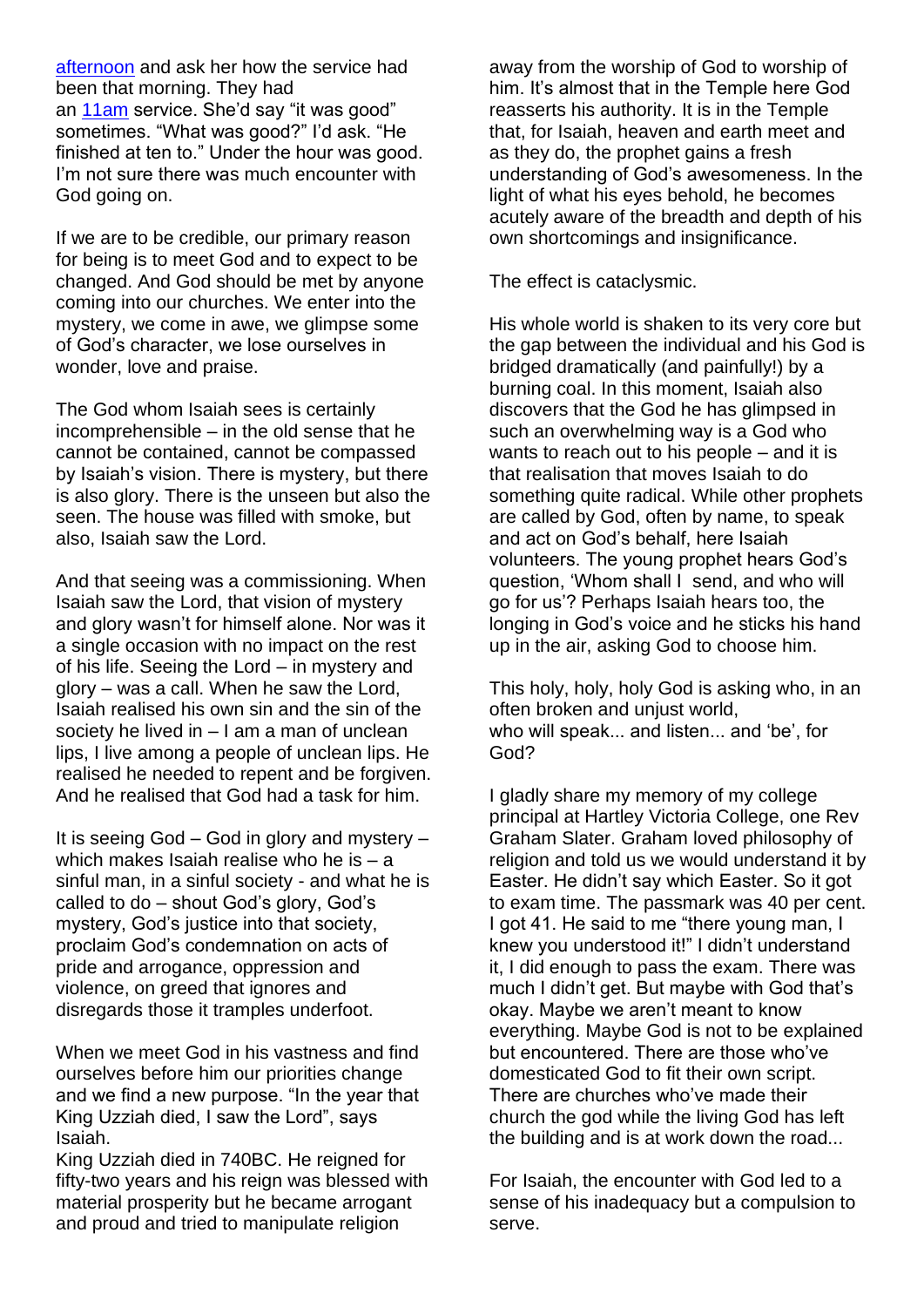afternoon and ask her how the service had been that morning. They had an 11am service. She'd say "it was good" sometimes. "What was good?" I'd ask. "He finished at ten to." Under the hour was good. I'm not sure there was much encounter with God going on.

If we are to be credible, our primary reason for being is to meet God and to expect to be changed. And God should be met by anyone coming into our churches. We enter into the mystery, we come in awe, we glimpse some of God's character, we lose ourselves in wonder, love and praise.

The God whom Isaiah sees is certainly incomprehensible – in the old sense that he cannot be contained, cannot be compassed by Isaiah's vision. There is mystery, but there is also glory. There is the unseen but also the seen. The house was filled with smoke, but also, Isaiah saw the Lord.

And that seeing was a commissioning. When Isaiah saw the Lord, that vision of mystery and glory wasn't for himself alone. Nor was it a single occasion with no impact on the rest of his life. Seeing the Lord – in mystery and glory – was a call. When he saw the Lord, Isaiah realised his own sin and the sin of the society he lived in – I am a man of unclean lips, I live among a people of unclean lips. He realised he needed to repent and be forgiven. And he realised that God had a task for him.

It is seeing God – God in glory and mystery – which makes Isaiah realise who he is – a sinful man, in a sinful society - and what he is called to do – shout God's glory, God's mystery, God's justice into that society, proclaim God's condemnation on acts of pride and arrogance, oppression and violence, on greed that ignores and disregards those it tramples underfoot.

When we meet God in his vastness and find ourselves before him our priorities change and we find a new purpose. "In the year that King Uzziah died, I saw the Lord", says Isaiah.
King Uzziah died in 740BC. He reigned for fifty-two years and his reign was blessed with material prosperity but he became arrogant and proud and tried to manipulate religion away from the worship of God to worship of him. It's almost that in the Temple here God reasserts his authority. It is in the Temple that, for Isaiah, heaven and earth meet and as they do, the prophet gains a fresh understanding of God's awesomeness. In the light of what his eyes behold, he becomes acutely aware of the breadth and depth of his own shortcomings and insignificance.

The effect is cataclysmic.

His whole world is shaken to its very core but the gap between the individual and his God is bridged dramatically (and painfully!) by a burning coal. In this moment, Isaiah also discovers that the God he has glimpsed in such an overwhelming way is a God who wants to reach out to his people – and it is that realisation that moves Isaiah to do something quite radical. While other prophets are called by God, often by name, to speak and act on God's behalf, here Isaiah volunteers. The young prophet hears God's question, 'Whom shall I send, and who will go for us'? Perhaps Isaiah hears too, the longing in God's voice and he sticks his hand up in the air, asking God to choose him.

This holy, holy, holy God is asking who, in an often broken and unjust world,
who will speak... and listen... and 'be', for God?

I gladly share my memory of my college principal at Hartley Victoria College, one Rev Graham Slater. Graham loved philosophy of religion and told us we would understand it by Easter. He didn't say which Easter. So it got to exam time. The passmark was 40 per cent. I got 41. He said to me "there young man, I knew you understood it!" I didn't understand it, I did enough to pass the exam. There was much I didn't get. But maybe with God that's okay. Maybe we aren't meant to know everything. Maybe God is not to be explained but encountered. There are those who've domesticated God to fit their own script. There are churches who've made their church the god while the living God has left the building and is at work down the road...

For Isaiah, the encounter with God led to a sense of his inadequacy but a compulsion to serve.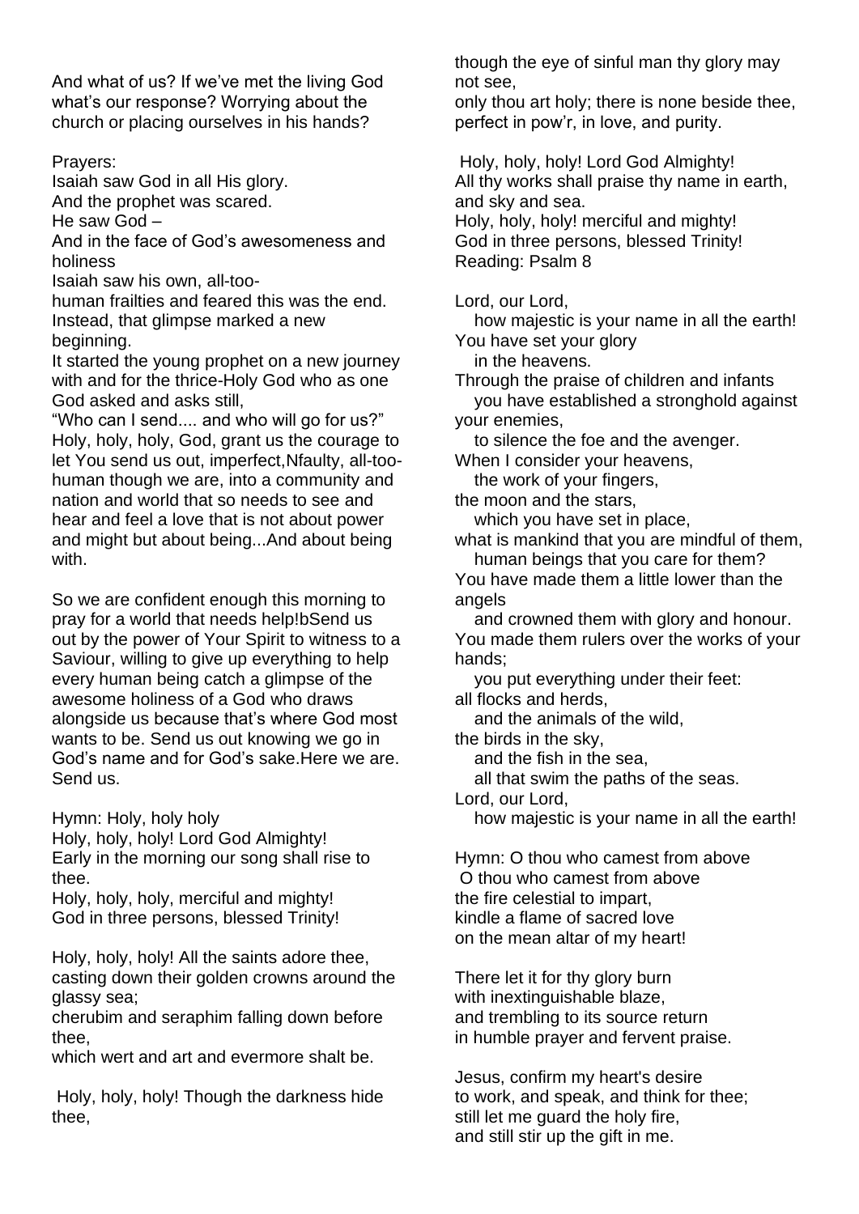And what of us? If we've met the living God what's our response? Worrying about the church or placing ourselves in his hands?

Prayers:
Isaiah saw God in all His glory.
And the prophet was scared.
He saw God –
And in the face of God's awesomeness and holiness
Isaiah saw his own, all-too-
human frailties and feared this was the end.
Instead, that glimpse marked a new beginning.
It started the young prophet on a new journey with and for the thrice-Holy God who as one God asked and asks still,
"Who can I send.... and who will go for us?"
Holy, holy, holy, God, grant us the courage to let You send us out, imperfect,Nfaulty, all-too-human though we are, into a community and nation and world that so needs to see and hear and feel a love that is not about power and might but about being...And about being with.

So we are confident enough this morning to pray for a world that needs help!bSend us out by the power of Your Spirit to witness to a Saviour, willing to give up everything to help every human being catch a glimpse of the awesome holiness of a God who draws alongside us because that's where God most wants to be. Send us out knowing we go in God's name and for God's sake.Here we are. Send us.

Hymn: Holy, holy holy
Holy, holy, holy! Lord God Almighty!
Early in the morning our song shall rise to thee.
Holy, holy, holy, merciful and mighty!
God in three persons, blessed Trinity!

Holy, holy, holy! All the saints adore thee,
casting down their golden crowns around the glassy sea;
cherubim and seraphim falling down before thee,
which wert and art and evermore shalt be.

Holy, holy, holy! Though the darkness hide thee,
though the eye of sinful man thy glory may not see,
only thou art holy; there is none beside thee,
perfect in pow'r, in love, and purity.

Holy, holy, holy! Lord God Almighty!
All thy works shall praise thy name in earth, and sky and sea.
Holy, holy, holy! merciful and mighty!
God in three persons, blessed Trinity!
Reading: Psalm 8

Lord, our Lord,
how majestic is your name in all the earth!
You have set your glory
in the heavens.
Through the praise of children and infants
you have established a stronghold against your enemies,
to silence the foe and the avenger.
When I consider your heavens,
the work of your fingers,
the moon and the stars,
which you have set in place,
what is mankind that you are mindful of them,
human beings that you care for them?
You have made them a little lower than the angels
and crowned them with glory and honour.
You made them rulers over the works of your hands;
you put everything under their feet:
all flocks and herds,
and the animals of the wild,
the birds in the sky,
and the fish in the sea,
all that swim the paths of the seas.
Lord, our Lord,
how majestic is your name in all the earth!

Hymn: O thou who camest from above
O thou who camest from above
the fire celestial to impart,
kindle a flame of sacred love
on the mean altar of my heart!

There let it for thy glory burn
with inextinguishable blaze,
and trembling to its source return
in humble prayer and fervent praise.

Jesus, confirm my heart's desire
to work, and speak, and think for thee;
still let me guard the holy fire,
and still stir up the gift in me.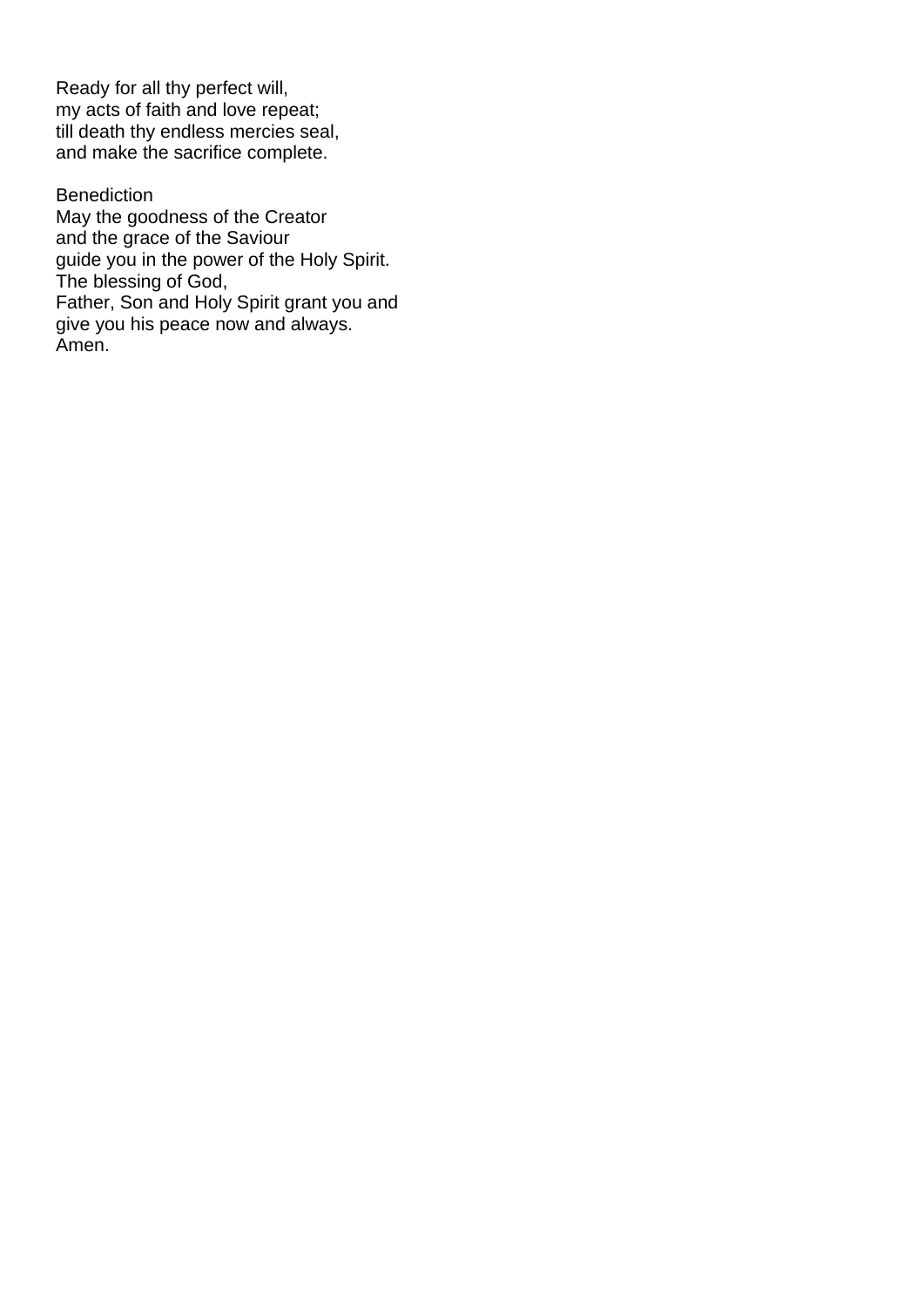Ready for all thy perfect will,
my acts of faith and love repeat;
till death thy endless mercies seal,
and make the sacrifice complete.

Benediction
May the goodness of the Creator
and the grace of the Saviour
guide you in the power of the Holy Spirit.
The blessing of God,
Father, Son and Holy Spirit grant you and
give you his peace now and always.
Amen.